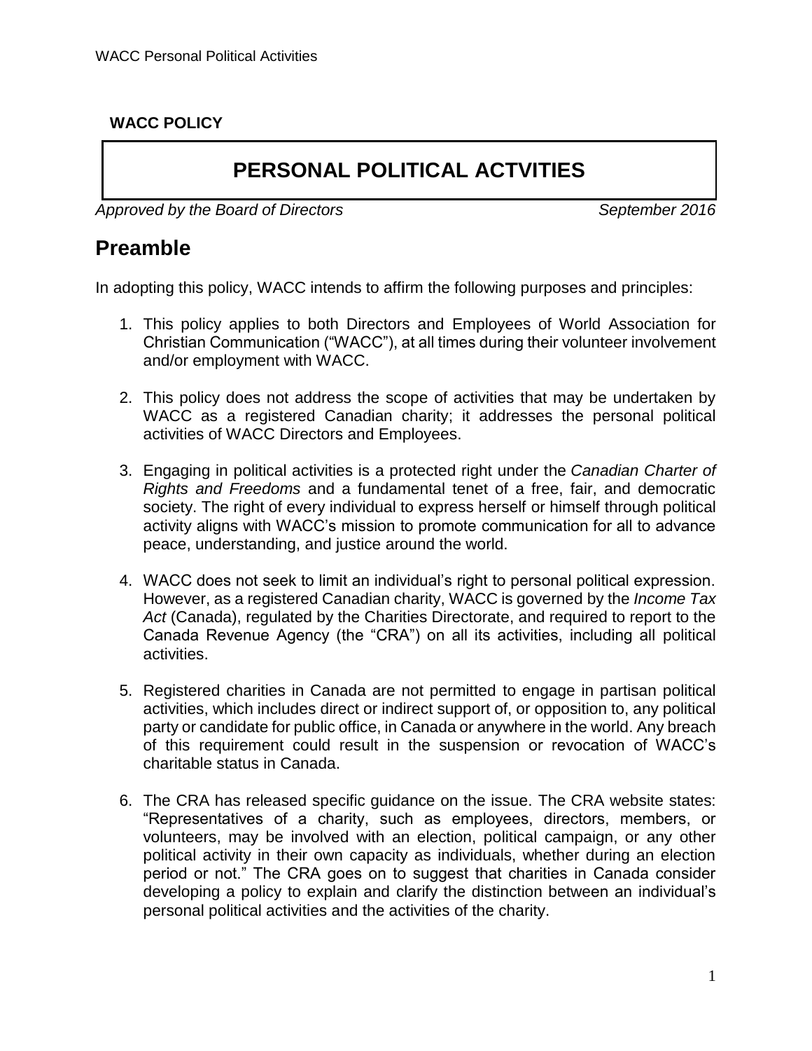**WACC POLICY**

# PERSONAL POLITICAL ACTVITIES

*Approved by the Board of Directors* *September 2016*

## Preamble

In adopting this policy, WACC intends to affirm the following purposes and principles:

1. This policy applies to both Directors and Employees of World Association for Christian Communication ("WACC"), at all times during their volunteer involvement and/or employment with WACC.

2. This policy does not address the scope of activities that may be undertaken by WACC as a registered Canadian charity; it addresses the personal political activities of WACC Directors and Employees.

3. Engaging in political activities is a protected right under the *Canadian Charter of Rights and Freedoms* and a fundamental tenet of a free, fair, and democratic society. The right of every individual to express herself or himself through political activity aligns with WACC's mission to promote communication for all to advance peace, understanding, and justice around the world.

4. WACC does not seek to limit an individual's right to personal political expression. However, as a registered Canadian charity, WACC is governed by the *Income Tax Act* (Canada), regulated by the Charities Directorate, and required to report to the Canada Revenue Agency (the "CRA") on all its activities, including all political activities.

5. Registered charities in Canada are not permitted to engage in partisan political activities, which includes direct or indirect support of, or opposition to, any political party or candidate for public office, in Canada or anywhere in the world. Any breach of this requirement could result in the suspension or revocation of WACC's charitable status in Canada.

6. The CRA has released specific guidance on the issue. The CRA website states: "Representatives of a charity, such as employees, directors, members, or volunteers, may be involved with an election, political campaign, or any other political activity in their own capacity as individuals, whether during an election period or not." The CRA goes on to suggest that charities in Canada consider developing a policy to explain and clarify the distinction between an individual's personal political activities and the activities of the charity.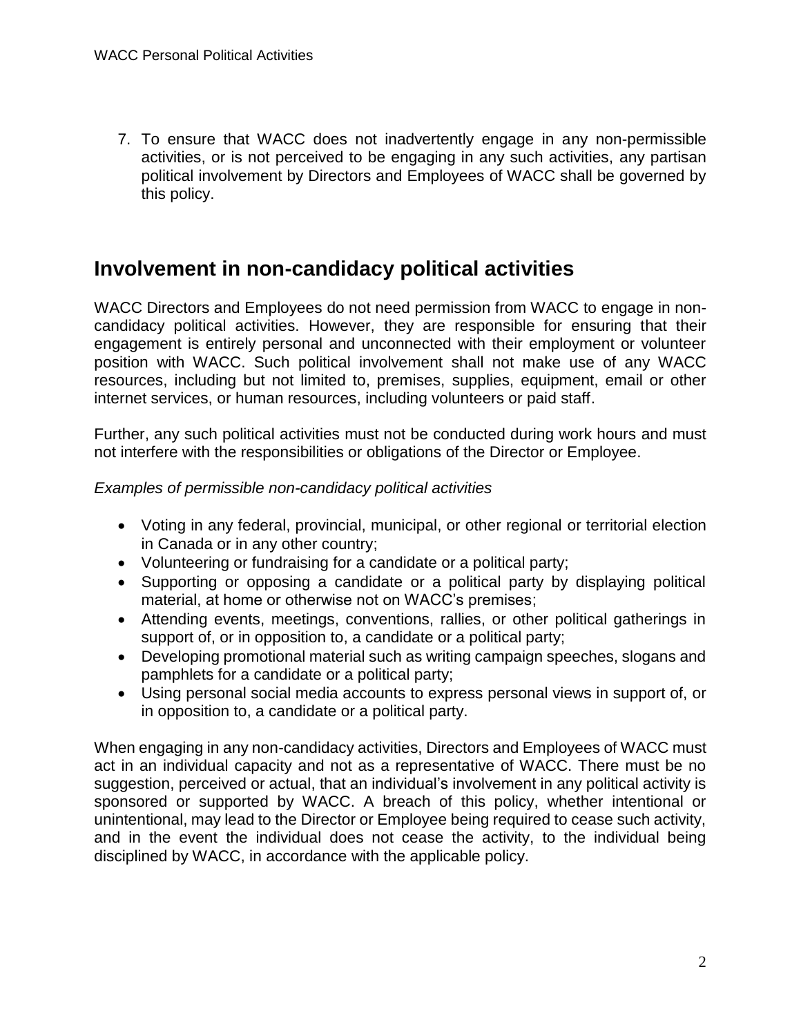7. To ensure that WACC does not inadvertently engage in any non-permissible activities, or is not perceived to be engaging in any such activities, any partisan political involvement by Directors and Employees of WACC shall be governed by this policy.

## Involvement in non-candidacy political activities

WACC Directors and Employees do not need permission from WACC to engage in non-candidacy political activities. However, they are responsible for ensuring that their engagement is entirely personal and unconnected with their employment or volunteer position with WACC. Such political involvement shall not make use of any WACC resources, including but not limited to, premises, supplies, equipment, email or other internet services, or human resources, including volunteers or paid staff.

Further, any such political activities must not be conducted during work hours and must not interfere with the responsibilities or obligations of the Director or Employee.

*Examples of permissible non-candidacy political activities*

- Voting in any federal, provincial, municipal, or other regional or territorial election in Canada or in any other country;
- Volunteering or fundraising for a candidate or a political party;
- Supporting or opposing a candidate or a political party by displaying political material, at home or otherwise not on WACC's premises;
- Attending events, meetings, conventions, rallies, or other political gatherings in support of, or in opposition to, a candidate or a political party;
- Developing promotional material such as writing campaign speeches, slogans and pamphlets for a candidate or a political party;
- Using personal social media accounts to express personal views in support of, or in opposition to, a candidate or a political party.

When engaging in any non-candidacy activities, Directors and Employees of WACC must act in an individual capacity and not as a representative of WACC. There must be no suggestion, perceived or actual, that an individual's involvement in any political activity is sponsored or supported by WACC. A breach of this policy, whether intentional or unintentional, may lead to the Director or Employee being required to cease such activity, and in the event the individual does not cease the activity, to the individual being disciplined by WACC, in accordance with the applicable policy.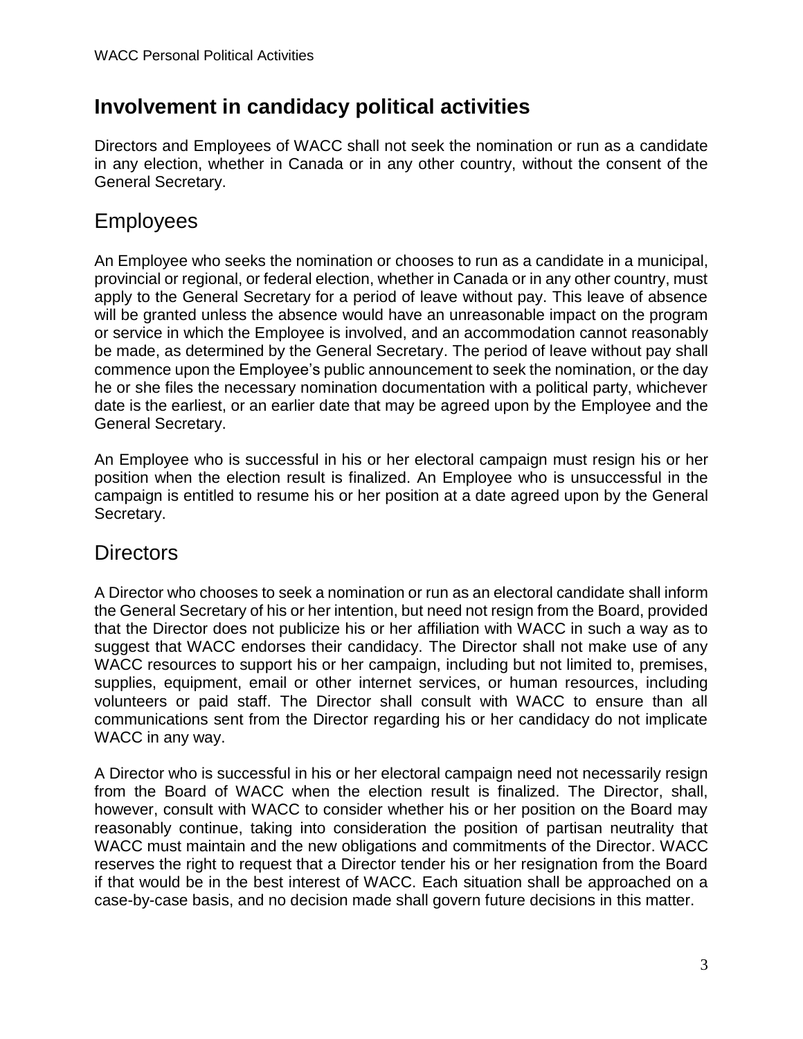## Involvement in candidacy political activities

Directors and Employees of WACC shall not seek the nomination or run as a candidate in any election, whether in Canada or in any other country, without the consent of the General Secretary.

### Employees

An Employee who seeks the nomination or chooses to run as a candidate in a municipal, provincial or regional, or federal election, whether in Canada or in any other country, must apply to the General Secretary for a period of leave without pay. This leave of absence will be granted unless the absence would have an unreasonable impact on the program or service in which the Employee is involved, and an accommodation cannot reasonably be made, as determined by the General Secretary. The period of leave without pay shall commence upon the Employee's public announcement to seek the nomination, or the day he or she files the necessary nomination documentation with a political party, whichever date is the earliest, or an earlier date that may be agreed upon by the Employee and the General Secretary.

An Employee who is successful in his or her electoral campaign must resign his or her position when the election result is finalized. An Employee who is unsuccessful in the campaign is entitled to resume his or her position at a date agreed upon by the General Secretary.

### Directors

A Director who chooses to seek a nomination or run as an electoral candidate shall inform the General Secretary of his or her intention, but need not resign from the Board, provided that the Director does not publicize his or her affiliation with WACC in such a way as to suggest that WACC endorses their candidacy. The Director shall not make use of any WACC resources to support his or her campaign, including but not limited to, premises, supplies, equipment, email or other internet services, or human resources, including volunteers or paid staff. The Director shall consult with WACC to ensure than all communications sent from the Director regarding his or her candidacy do not implicate WACC in any way.

A Director who is successful in his or her electoral campaign need not necessarily resign from the Board of WACC when the election result is finalized. The Director, shall, however, consult with WACC to consider whether his or her position on the Board may reasonably continue, taking into consideration the position of partisan neutrality that WACC must maintain and the new obligations and commitments of the Director. WACC reserves the right to request that a Director tender his or her resignation from the Board if that would be in the best interest of WACC. Each situation shall be approached on a case-by-case basis, and no decision made shall govern future decisions in this matter.